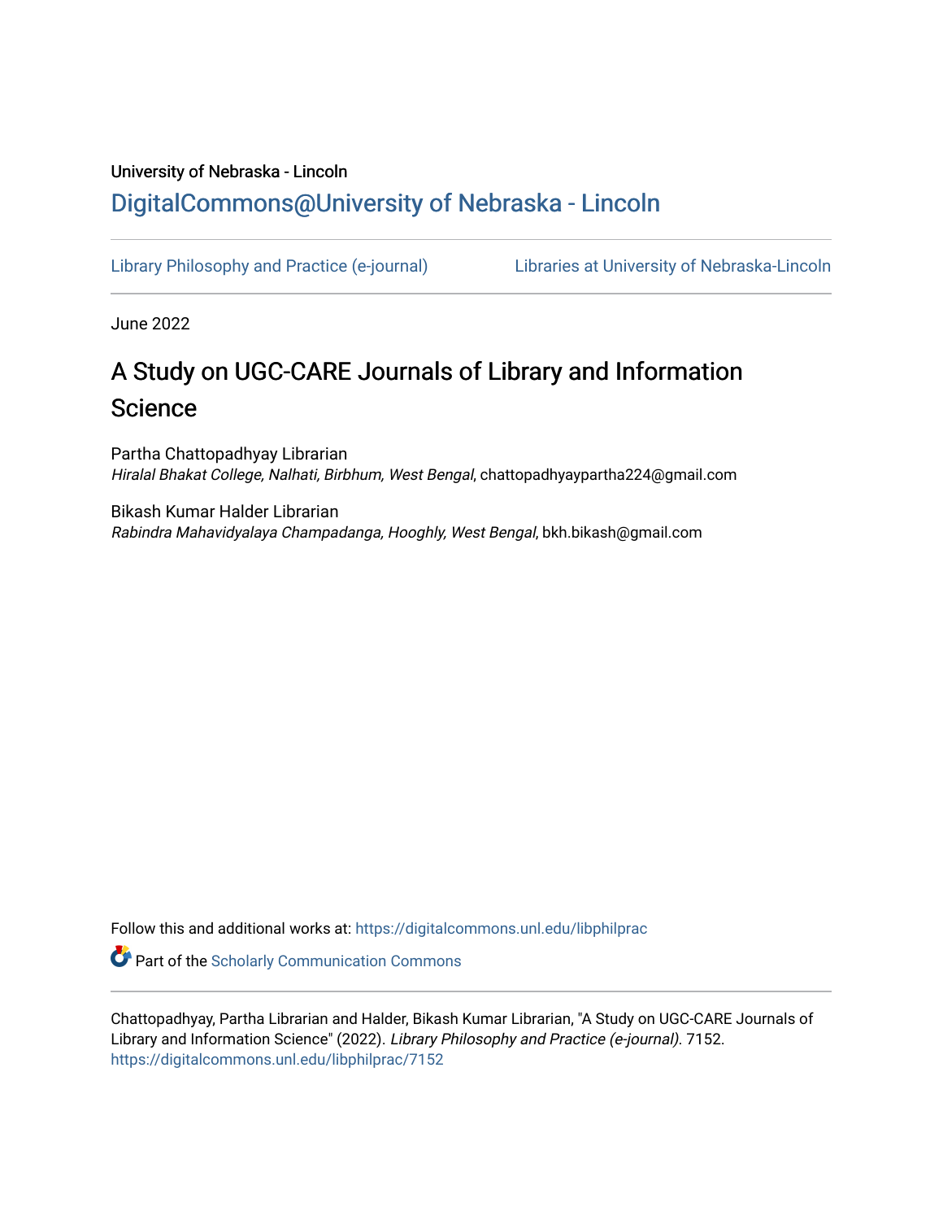University of Nebraska - Lincoln

DigitalCommons@University of Nebraska - Lincoln

Library Philosophy and Practice (e-journal)

Libraries at University of Nebraska-Lincoln

June 2022

# A Study on UGC-CARE Journals of Library and Information Science

Partha Chattopadhyay Librarian
*Hiralal Bhakat College, Nalhati, Birbhum, West Bengal*, chattopadhyaypartha224@gmail.com

Bikash Kumar Halder Librarian
*Rabindra Mahavidyalaya Champadanga, Hooghly, West Bengal*, bkh.bikash@gmail.com

Follow this and additional works at: https://digitalcommons.unl.edu/libphilprac

Part of the Scholarly Communication Commons

Chattopadhyay, Partha Librarian and Halder, Bikash Kumar Librarian, "A Study on UGC-CARE Journals of Library and Information Science" (2022). *Library Philosophy and Practice (e-journal)*. 7152.
https://digitalcommons.unl.edu/libphilprac/7152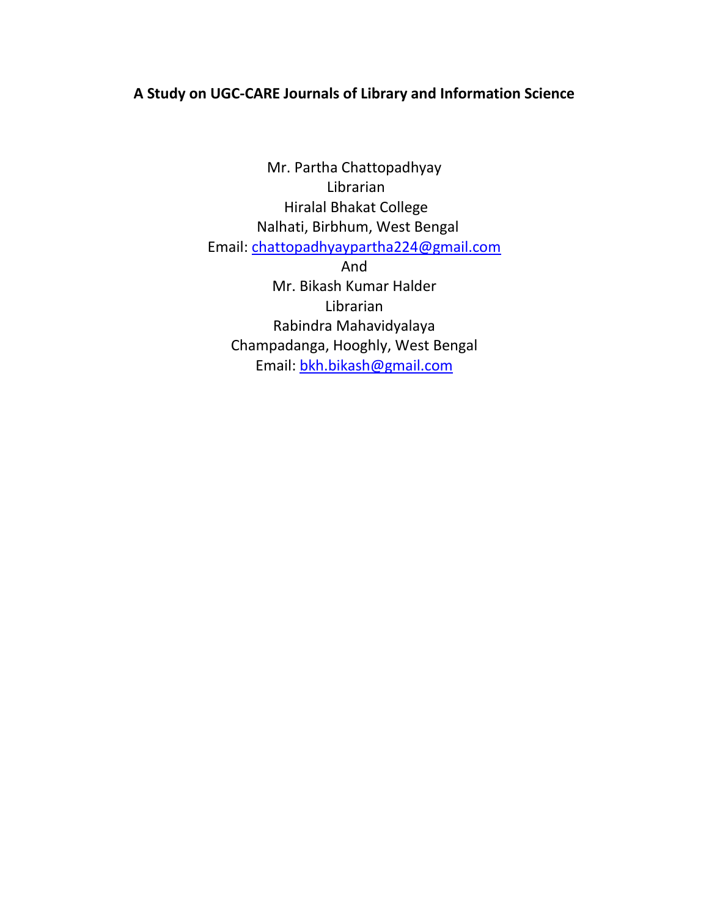**A Study on UGC-CARE Journals of Library and Information Science**

Mr. Partha Chattopadhyay
Librarian
Hiralal Bhakat College
Nalhati, Birbhum, West Bengal
Email: chattopadhyaypartha224@gmail.com

And

Mr. Bikash Kumar Halder
Librarian
Rabindra Mahavidyalaya
Champadanga, Hooghly, West Bengal
Email: bkh.bikash@gmail.com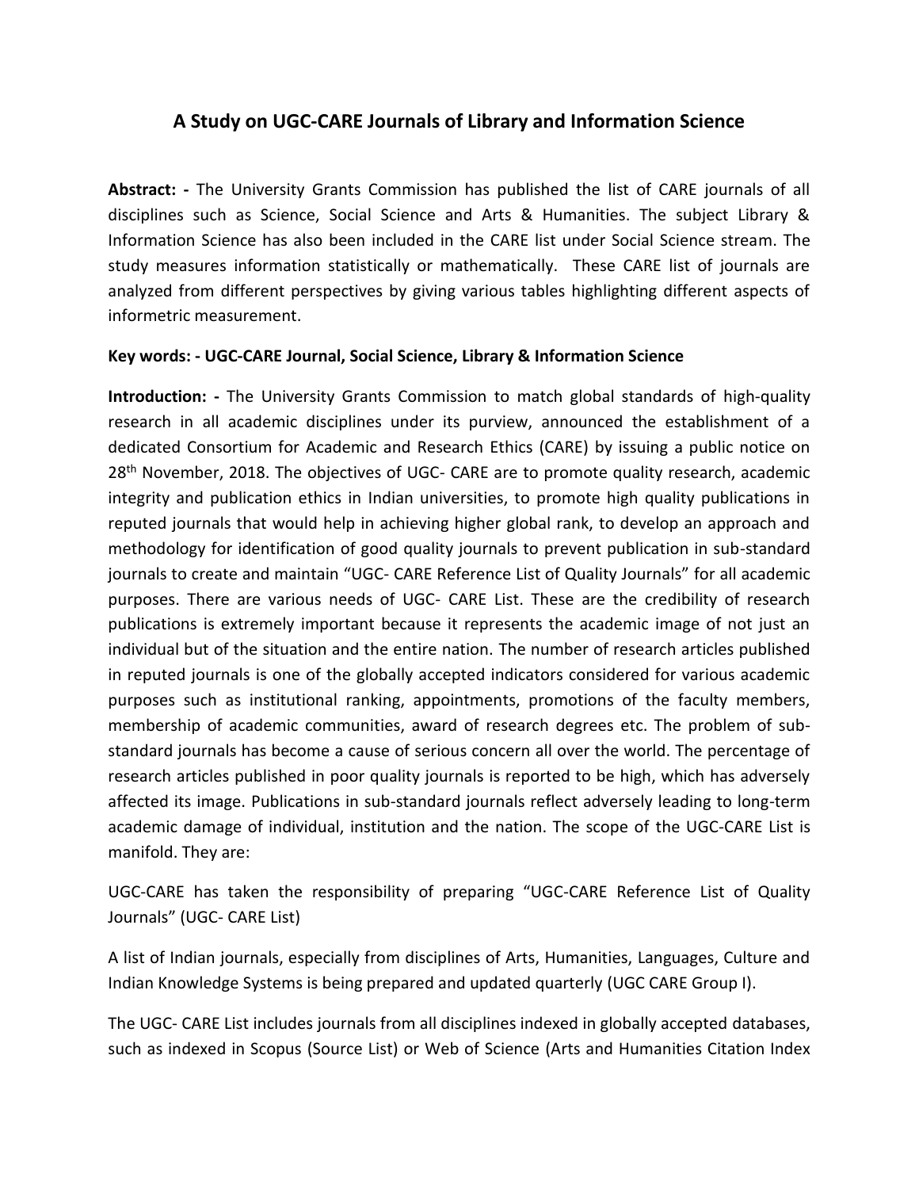# A Study on UGC-CARE Journals of Library and Information Science

**Abstract: -** The University Grants Commission has published the list of CARE journals of all disciplines such as Science, Social Science and Arts & Humanities. The subject Library & Information Science has also been included in the CARE list under Social Science stream. The study measures information statistically or mathematically. These CARE list of journals are analyzed from different perspectives by giving various tables highlighting different aspects of informetric measurement.

**Key words: - UGC-CARE Journal, Social Science, Library & Information Science**

**Introduction: -** The University Grants Commission to match global standards of high-quality research in all academic disciplines under its purview, announced the establishment of a dedicated Consortium for Academic and Research Ethics (CARE) by issuing a public notice on 28th November, 2018. The objectives of UGC- CARE are to promote quality research, academic integrity and publication ethics in Indian universities, to promote high quality publications in reputed journals that would help in achieving higher global rank, to develop an approach and methodology for identification of good quality journals to prevent publication in sub-standard journals to create and maintain "UGC- CARE Reference List of Quality Journals" for all academic purposes. There are various needs of UGC- CARE List. These are the credibility of research publications is extremely important because it represents the academic image of not just an individual but of the situation and the entire nation. The number of research articles published in reputed journals is one of the globally accepted indicators considered for various academic purposes such as institutional ranking, appointments, promotions of the faculty members, membership of academic communities, award of research degrees etc. The problem of sub-standard journals has become a cause of serious concern all over the world. The percentage of research articles published in poor quality journals is reported to be high, which has adversely affected its image. Publications in sub-standard journals reflect adversely leading to long-term academic damage of individual, institution and the nation. The scope of the UGC-CARE List is manifold. They are:

UGC-CARE has taken the responsibility of preparing "UGC-CARE Reference List of Quality Journals" (UGC- CARE List)

A list of Indian journals, especially from disciplines of Arts, Humanities, Languages, Culture and Indian Knowledge Systems is being prepared and updated quarterly (UGC CARE Group I).

The UGC- CARE List includes journals from all disciplines indexed in globally accepted databases, such as indexed in Scopus (Source List) or Web of Science (Arts and Humanities Citation Index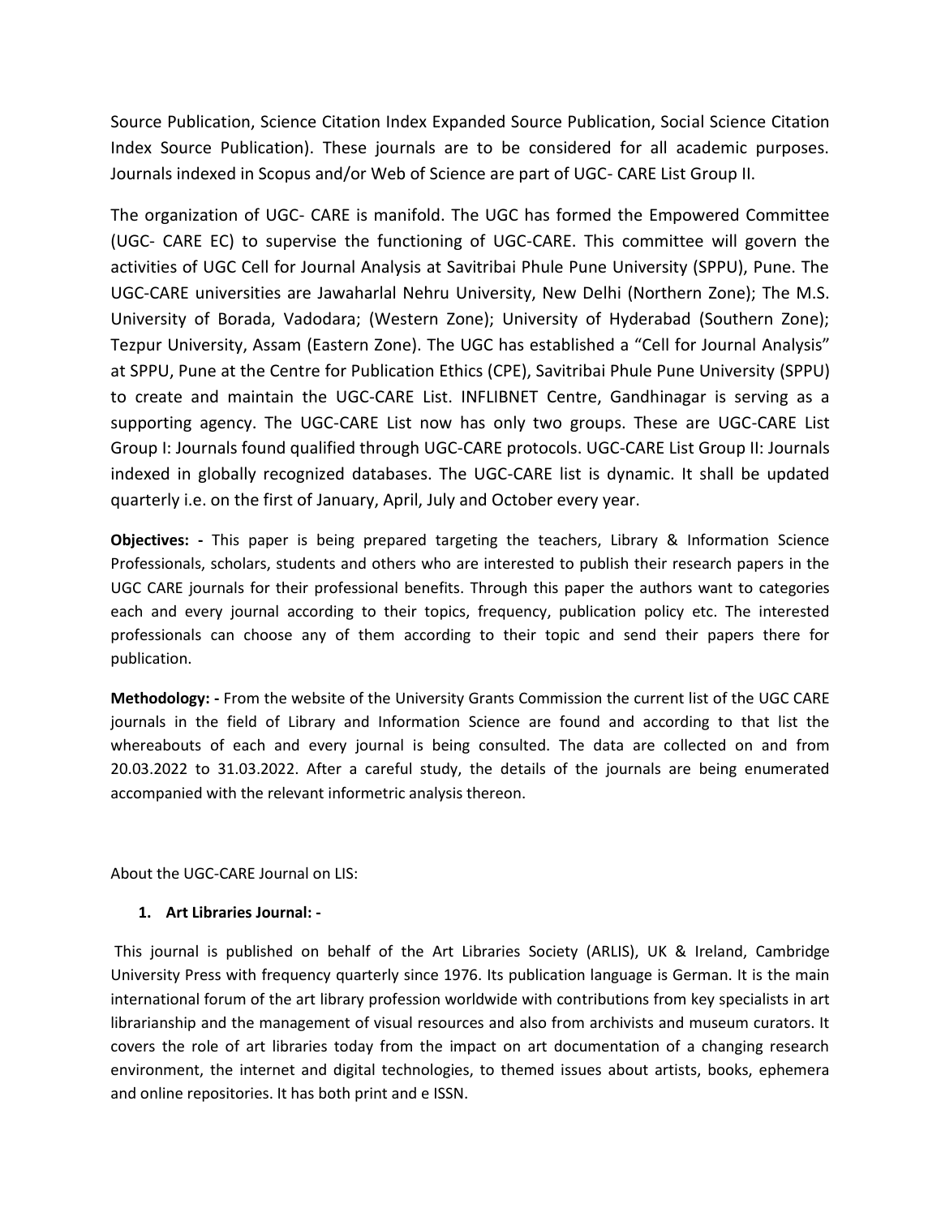Source Publication, Science Citation Index Expanded Source Publication, Social Science Citation Index Source Publication). These journals are to be considered for all academic purposes. Journals indexed in Scopus and/or Web of Science are part of UGC- CARE List Group II.

The organization of UGC- CARE is manifold. The UGC has formed the Empowered Committee (UGC- CARE EC) to supervise the functioning of UGC-CARE. This committee will govern the activities of UGC Cell for Journal Analysis at Savitribai Phule Pune University (SPPU), Pune. The UGC-CARE universities are Jawaharlal Nehru University, New Delhi (Northern Zone); The M.S. University of Borada, Vadodara; (Western Zone); University of Hyderabad (Southern Zone); Tezpur University, Assam (Eastern Zone). The UGC has established a "Cell for Journal Analysis" at SPPU, Pune at the Centre for Publication Ethics (CPE), Savitribai Phule Pune University (SPPU) to create and maintain the UGC-CARE List. INFLIBNET Centre, Gandhinagar is serving as a supporting agency. The UGC-CARE List now has only two groups. These are UGC-CARE List Group I: Journals found qualified through UGC-CARE protocols. UGC-CARE List Group II: Journals indexed in globally recognized databases. The UGC-CARE list is dynamic. It shall be updated quarterly i.e. on the first of January, April, July and October every year.

**Objectives: -** This paper is being prepared targeting the teachers, Library & Information Science Professionals, scholars, students and others who are interested to publish their research papers in the UGC CARE journals for their professional benefits. Through this paper the authors want to categories each and every journal according to their topics, frequency, publication policy etc. The interested professionals can choose any of them according to their topic and send their papers there for publication.

**Methodology: -** From the website of the University Grants Commission the current list of the UGC CARE journals in the field of Library and Information Science are found and according to that list the whereabouts of each and every journal is being consulted. The data are collected on and from 20.03.2022 to 31.03.2022. After a careful study, the details of the journals are being enumerated accompanied with the relevant informetric analysis thereon.

About the UGC-CARE Journal on LIS:

1. **Art Libraries Journal: -**

This journal is published on behalf of the Art Libraries Society (ARLIS), UK & Ireland, Cambridge University Press with frequency quarterly since 1976. Its publication language is German. It is the main international forum of the art library profession worldwide with contributions from key specialists in art librarianship and the management of visual resources and also from archivists and museum curators. It covers the role of art libraries today from the impact on art documentation of a changing research environment, the internet and digital technologies, to themed issues about artists, books, ephemera and online repositories. It has both print and e ISSN.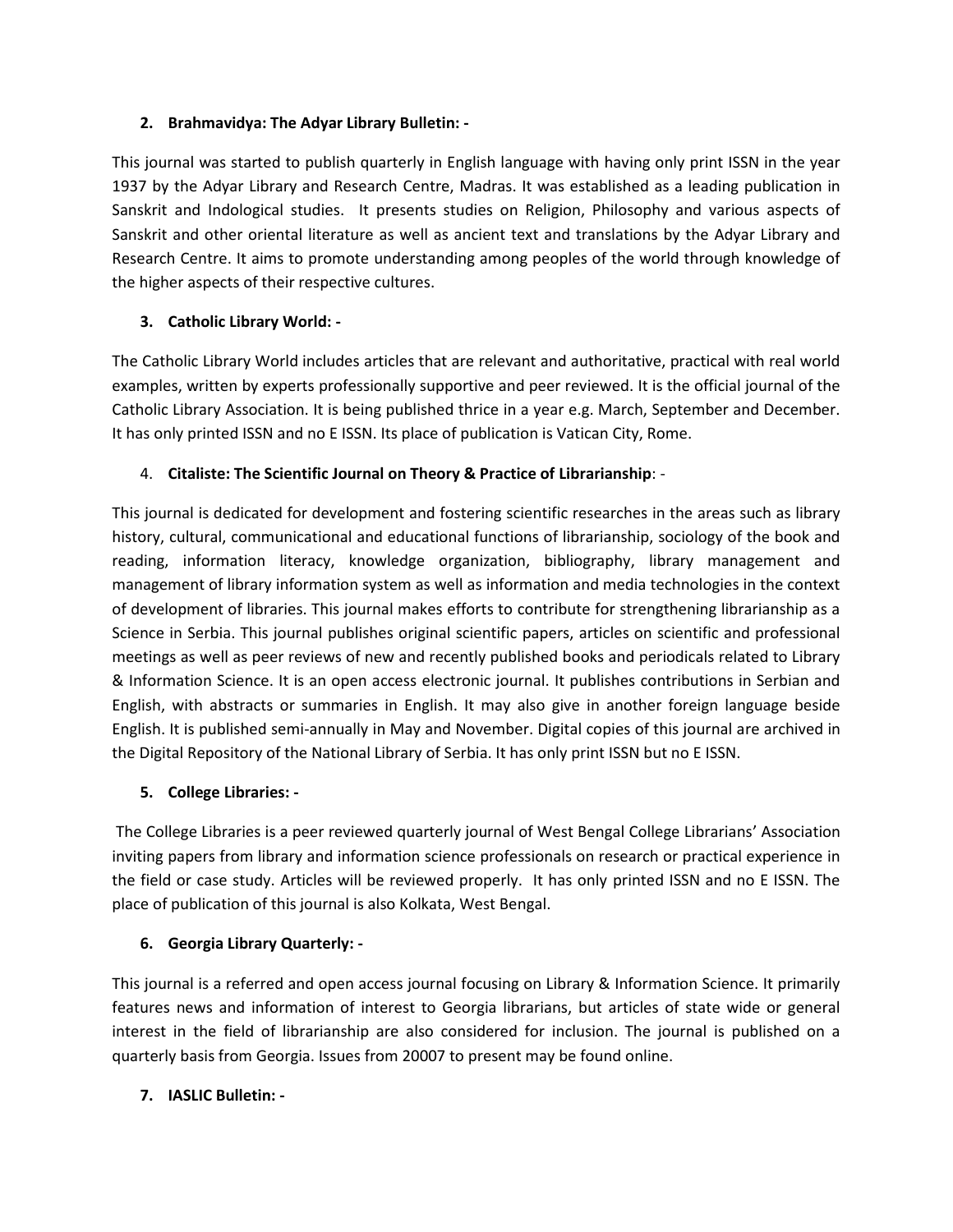**2. Brahmavidya: The Adyar Library Bulletin: -**

This journal was started to publish quarterly in English language with having only print ISSN in the year 1937 by the Adyar Library and Research Centre, Madras. It was established as a leading publication in Sanskrit and Indological studies. It presents studies on Religion, Philosophy and various aspects of Sanskrit and other oriental literature as well as ancient text and translations by the Adyar Library and Research Centre. It aims to promote understanding among peoples of the world through knowledge of the higher aspects of their respective cultures.

**3. Catholic Library World: -**

The Catholic Library World includes articles that are relevant and authoritative, practical with real world examples, written by experts professionally supportive and peer reviewed. It is the official journal of the Catholic Library Association. It is being published thrice in a year e.g. March, September and December. It has only printed ISSN and no E ISSN. Its place of publication is Vatican City, Rome.

4. **Citaliste: The Scientific Journal on Theory & Practice of Librarianship**: -

This journal is dedicated for development and fostering scientific researches in the areas such as library history, cultural, communicational and educational functions of librarianship, sociology of the book and reading, information literacy, knowledge organization, bibliography, library management and management of library information system as well as information and media technologies in the context of development of libraries. This journal makes efforts to contribute for strengthening librarianship as a Science in Serbia. This journal publishes original scientific papers, articles on scientific and professional meetings as well as peer reviews of new and recently published books and periodicals related to Library & Information Science. It is an open access electronic journal. It publishes contributions in Serbian and English, with abstracts or summaries in English. It may also give in another foreign language beside English. It is published semi-annually in May and November. Digital copies of this journal are archived in the Digital Repository of the National Library of Serbia. It has only print ISSN but no E ISSN.

**5. College Libraries: -**

The College Libraries is a peer reviewed quarterly journal of West Bengal College Librarians' Association inviting papers from library and information science professionals on research or practical experience in the field or case study. Articles will be reviewed properly. It has only printed ISSN and no E ISSN. The place of publication of this journal is also Kolkata, West Bengal.

**6. Georgia Library Quarterly: -**

This journal is a referred and open access journal focusing on Library & Information Science. It primarily features news and information of interest to Georgia librarians, but articles of state wide or general interest in the field of librarianship are also considered for inclusion. The journal is published on a quarterly basis from Georgia. Issues from 20007 to present may be found online.

**7. IASLIC Bulletin: -**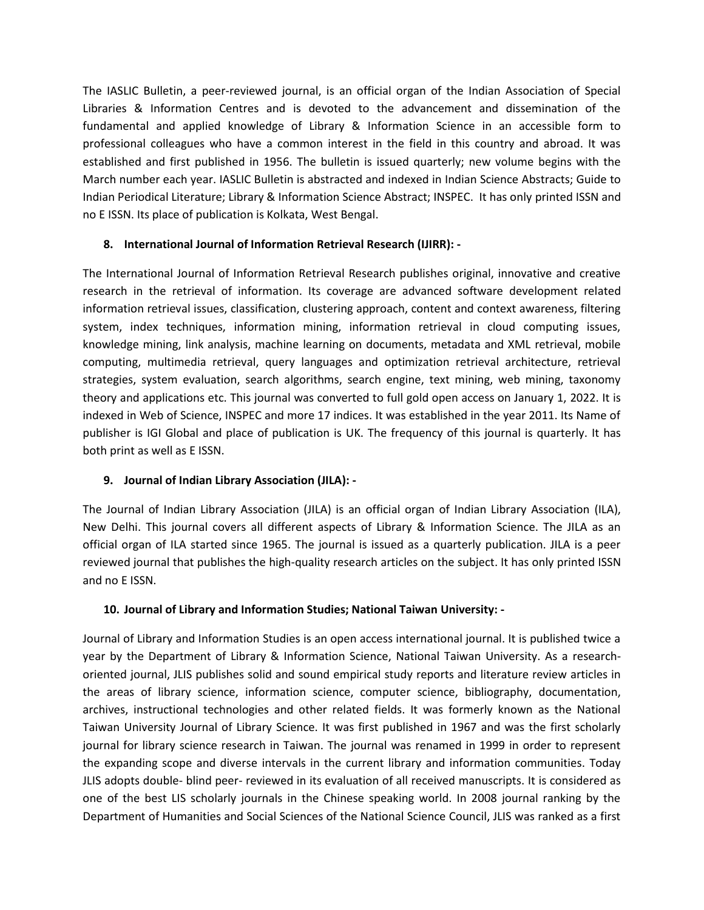The IASLIC Bulletin, a peer-reviewed journal, is an official organ of the Indian Association of Special Libraries & Information Centres and is devoted to the advancement and dissemination of the fundamental and applied knowledge of Library & Information Science in an accessible form to professional colleagues who have a common interest in the field in this country and abroad. It was established and first published in 1956. The bulletin is issued quarterly; new volume begins with the March number each year. IASLIC Bulletin is abstracted and indexed in Indian Science Abstracts; Guide to Indian Periodical Literature; Library & Information Science Abstract; INSPEC. It has only printed ISSN and no E ISSN. Its place of publication is Kolkata, West Bengal.

8. **International Journal of Information Retrieval Research (IJIRR): -**

The International Journal of Information Retrieval Research publishes original, innovative and creative research in the retrieval of information. Its coverage are advanced software development related information retrieval issues, classification, clustering approach, content and context awareness, filtering system, index techniques, information mining, information retrieval in cloud computing issues, knowledge mining, link analysis, machine learning on documents, metadata and XML retrieval, mobile computing, multimedia retrieval, query languages and optimization retrieval architecture, retrieval strategies, system evaluation, search algorithms, search engine, text mining, web mining, taxonomy theory and applications etc. This journal was converted to full gold open access on January 1, 2022. It is indexed in Web of Science, INSPEC and more 17 indices. It was established in the year 2011. Its Name of publisher is IGI Global and place of publication is UK. The frequency of this journal is quarterly. It has both print as well as E ISSN.

9. **Journal of Indian Library Association (JILA): -**

The Journal of Indian Library Association (JILA) is an official organ of Indian Library Association (ILA), New Delhi. This journal covers all different aspects of Library & Information Science. The JILA as an official organ of ILA started since 1965. The journal is issued as a quarterly publication. JILA is a peer reviewed journal that publishes the high-quality research articles on the subject. It has only printed ISSN and no E ISSN.

10. **Journal of Library and Information Studies; National Taiwan University: -**

Journal of Library and Information Studies is an open access international journal. It is published twice a year by the Department of Library & Information Science, National Taiwan University. As a research-oriented journal, JLIS publishes solid and sound empirical study reports and literature review articles in the areas of library science, information science, computer science, bibliography, documentation, archives, instructional technologies and other related fields. It was formerly known as the National Taiwan University Journal of Library Science. It was first published in 1967 and was the first scholarly journal for library science research in Taiwan. The journal was renamed in 1999 in order to represent the expanding scope and diverse intervals in the current library and information communities. Today JLIS adopts double- blind peer- reviewed in its evaluation of all received manuscripts. It is considered as one of the best LIS scholarly journals in the Chinese speaking world. In 2008 journal ranking by the Department of Humanities and Social Sciences of the National Science Council, JLIS was ranked as a first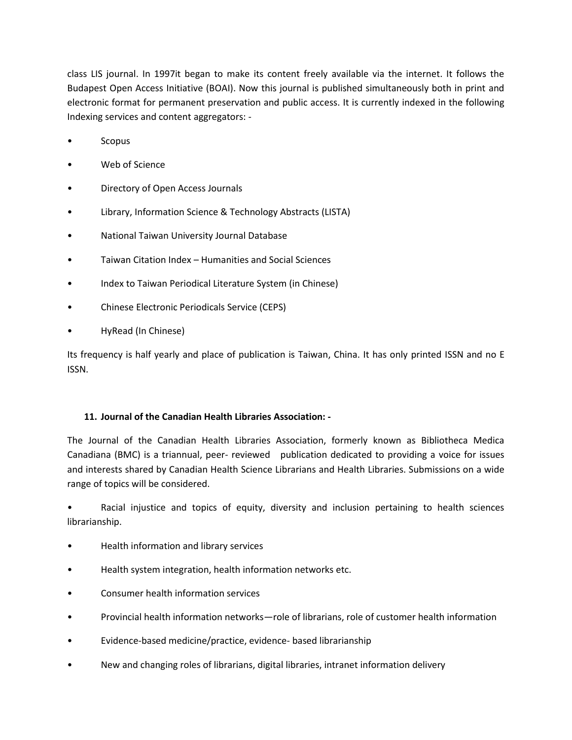class LIS journal. In 1997it began to make its content freely available via the internet. It follows the Budapest Open Access Initiative (BOAI). Now this journal is published simultaneously both in print and electronic format for permanent preservation and public access. It is currently indexed in the following Indexing services and content aggregators: -

- Scopus
- Web of Science
- Directory of Open Access Journals
- Library, Information Science & Technology Abstracts (LISTA)
- National Taiwan University Journal Database
- Taiwan Citation Index – Humanities and Social Sciences
- Index to Taiwan Periodical Literature System (in Chinese)
- Chinese Electronic Periodicals Service (CEPS)
- HyRead (In Chinese)

Its frequency is half yearly and place of publication is Taiwan, China. It has only printed ISSN and no E ISSN.

**11. Journal of the Canadian Health Libraries Association: -**

The Journal of the Canadian Health Libraries Association, formerly known as Bibliotheca Medica Canadiana (BMC) is a triannual, peer- reviewed publication dedicated to providing a voice for issues and interests shared by Canadian Health Science Librarians and Health Libraries. Submissions on a wide range of topics will be considered.

- Racial injustice and topics of equity, diversity and inclusion pertaining to health sciences librarianship.
- Health information and library services
- Health system integration, health information networks etc.
- Consumer health information services
- Provincial health information networks—role of librarians, role of customer health information
- Evidence-based medicine/practice, evidence- based librarianship
- New and changing roles of librarians, digital libraries, intranet information delivery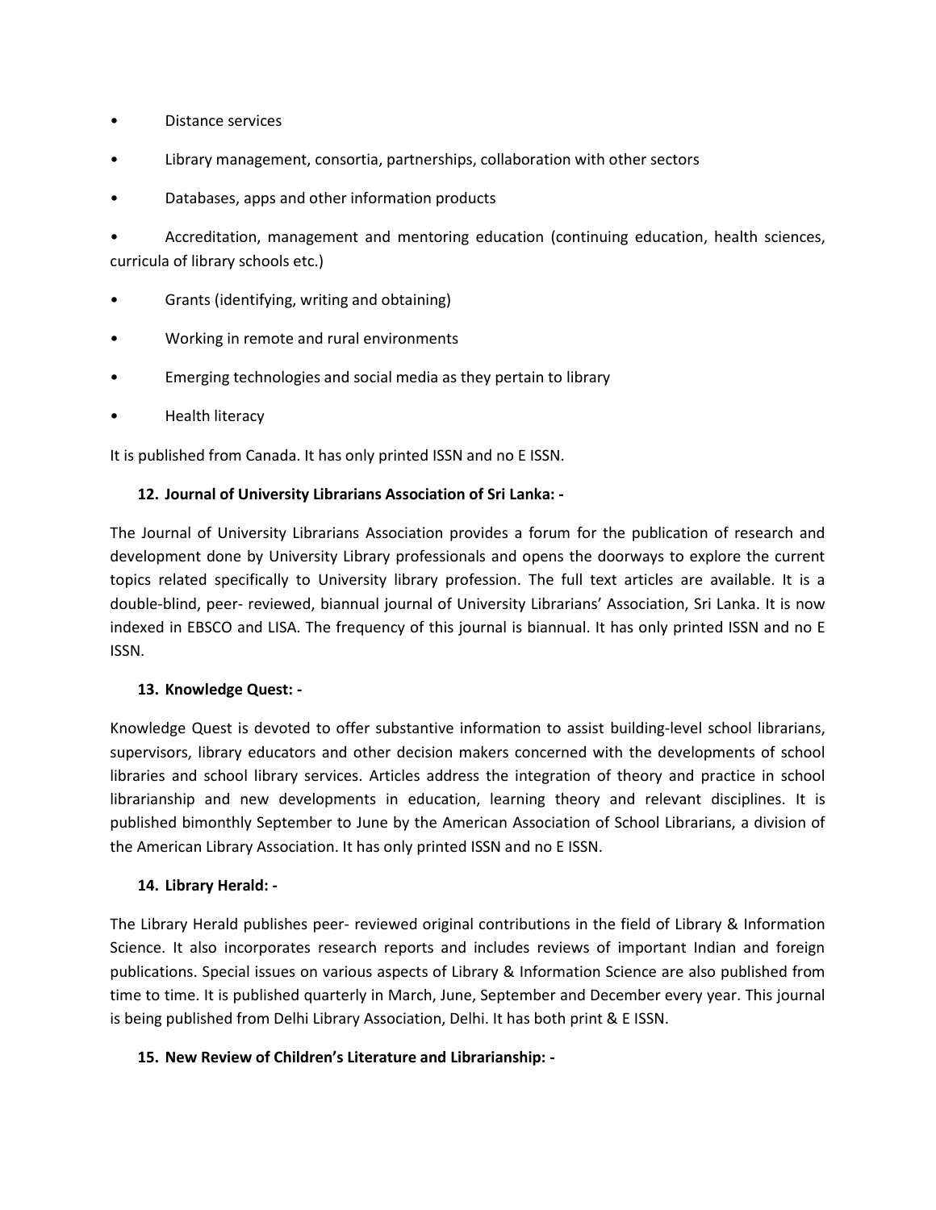- Distance services
- Library management, consortia, partnerships, collaboration with other sectors
- Databases, apps and other information products
- Accreditation, management and mentoring education (continuing education, health sciences, curricula of library schools etc.)
- Grants (identifying, writing and obtaining)
- Working in remote and rural environments
- Emerging technologies and social media as they pertain to library
- Health literacy

It is published from Canada. It has only printed ISSN and no E ISSN.

**12. Journal of University Librarians Association of Sri Lanka: -**

The Journal of University Librarians Association provides a forum for the publication of research and development done by University Library professionals and opens the doorways to explore the current topics related specifically to University library profession. The full text articles are available. It is a double-blind, peer- reviewed, biannual journal of University Librarians' Association, Sri Lanka. It is now indexed in EBSCO and LISA. The frequency of this journal is biannual. It has only printed ISSN and no E ISSN.

**13. Knowledge Quest: -**

Knowledge Quest is devoted to offer substantive information to assist building-level school librarians, supervisors, library educators and other decision makers concerned with the developments of school libraries and school library services. Articles address the integration of theory and practice in school librarianship and new developments in education, learning theory and relevant disciplines. It is published bimonthly September to June by the American Association of School Librarians, a division of the American Library Association. It has only printed ISSN and no E ISSN.

**14. Library Herald: -**

The Library Herald publishes peer- reviewed original contributions in the field of Library & Information Science. It also incorporates research reports and includes reviews of important Indian and foreign publications. Special issues on various aspects of Library & Information Science are also published from time to time. It is published quarterly in March, June, September and December every year. This journal is being published from Delhi Library Association, Delhi. It has both print & E ISSN.

**15. New Review of Children's Literature and Librarianship: -**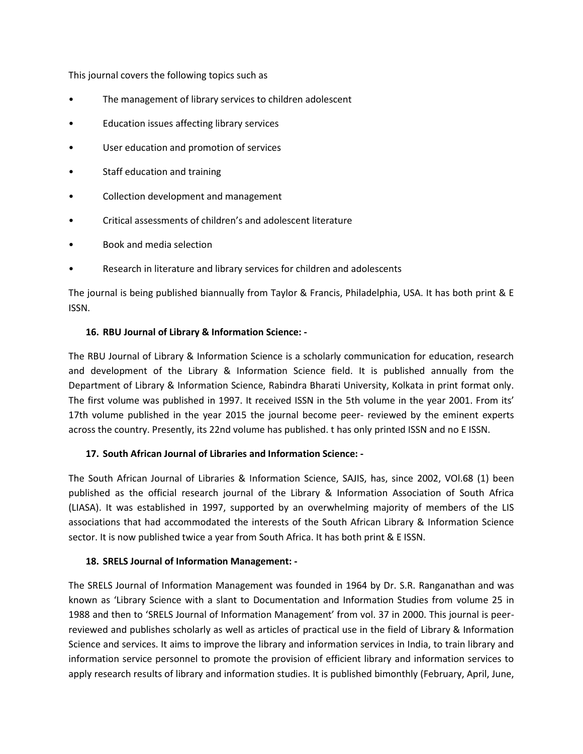This journal covers the following topics such as

- The management of library services to children adolescent
- Education issues affecting library services
- User education and promotion of services
- Staff education and training
- Collection development and management
- Critical assessments of children's and adolescent literature
- Book and media selection
- Research in literature and library services for children and adolescents

The journal is being published biannually from Taylor & Francis, Philadelphia, USA. It has both print & E ISSN.

### 16. RBU Journal of Library & Information Science: -

The RBU Journal of Library & Information Science is a scholarly communication for education, research and development of the Library & Information Science field. It is published annually from the Department of Library & Information Science, Rabindra Bharati University, Kolkata in print format only. The first volume was published in 1997. It received ISSN in the 5th volume in the year 2001. From its' 17th volume published in the year 2015 the journal become peer- reviewed by the eminent experts across the country. Presently, its 22nd volume has published. t has only printed ISSN and no E ISSN.

### 17. South African Journal of Libraries and Information Science: -

The South African Journal of Libraries & Information Science, SAJIS, has, since 2002, VOl.68 (1) been published as the official research journal of the Library & Information Association of South Africa (LIASA). It was established in 1997, supported by an overwhelming majority of members of the LIS associations that had accommodated the interests of the South African Library & Information Science sector. It is now published twice a year from South Africa. It has both print & E ISSN.

### 18. SRELS Journal of Information Management: -

The SRELS Journal of Information Management was founded in 1964 by Dr. S.R. Ranganathan and was known as 'Library Science with a slant to Documentation and Information Studies from volume 25 in 1988 and then to 'SRELS Journal of Information Management' from vol. 37 in 2000. This journal is peer-reviewed and publishes scholarly as well as articles of practical use in the field of Library & Information Science and services. It aims to improve the library and information services in India, to train library and information service personnel to promote the provision of efficient library and information services to apply research results of library and information studies. It is published bimonthly (February, April, June,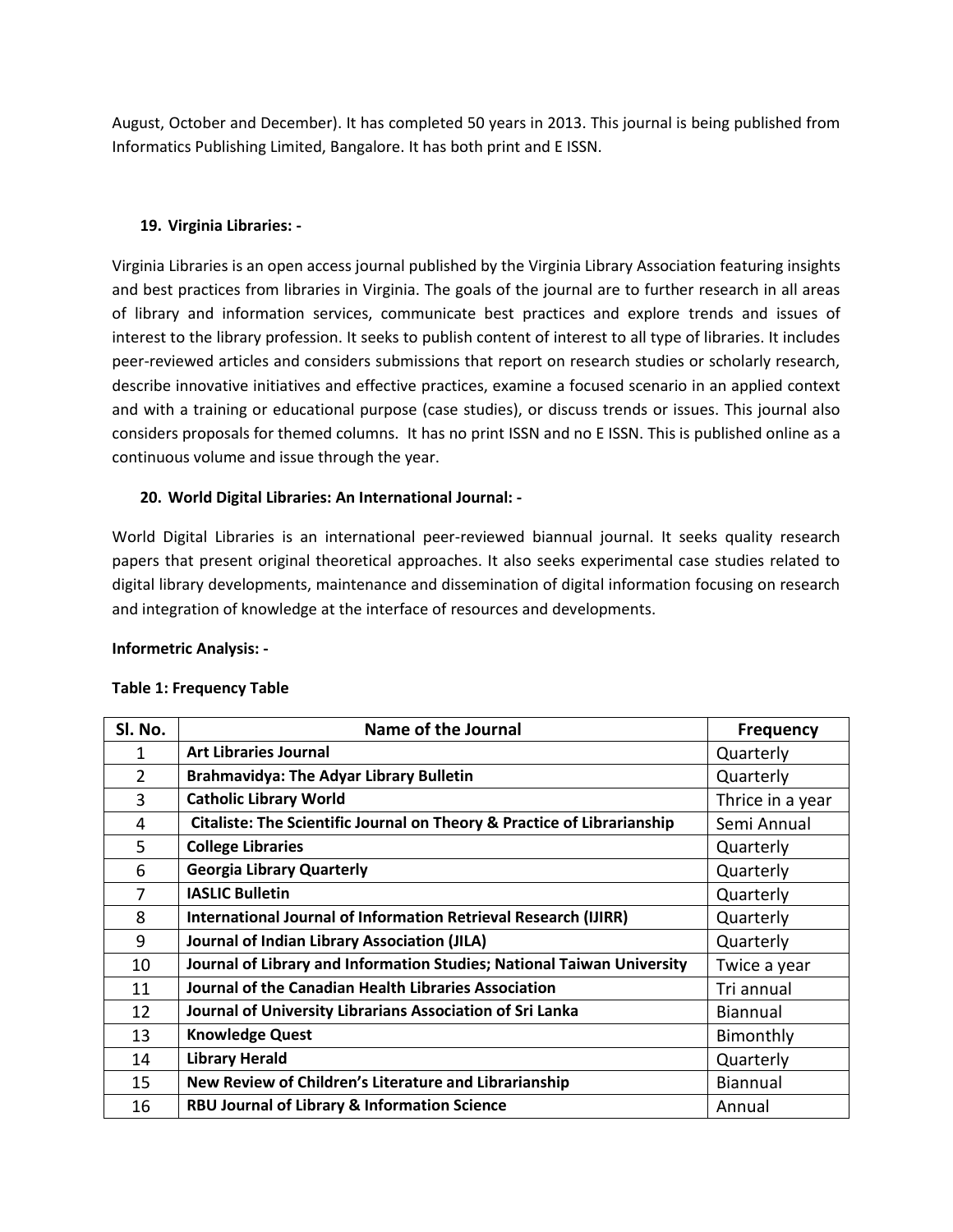August, October and December). It has completed 50 years in 2013. This journal is being published from Informatics Publishing Limited, Bangalore. It has both print and E ISSN.

**19. Virginia Libraries: -**

Virginia Libraries is an open access journal published by the Virginia Library Association featuring insights and best practices from libraries in Virginia. The goals of the journal are to further research in all areas of library and information services, communicate best practices and explore trends and issues of interest to the library profession. It seeks to publish content of interest to all type of libraries. It includes peer-reviewed articles and considers submissions that report on research studies or scholarly research, describe innovative initiatives and effective practices, examine a focused scenario in an applied context and with a training or educational purpose (case studies), or discuss trends or issues. This journal also considers proposals for themed columns. It has no print ISSN and no E ISSN. This is published online as a continuous volume and issue through the year.

**20. World Digital Libraries: An International Journal: -**

World Digital Libraries is an international peer-reviewed biannual journal. It seeks quality research papers that present original theoretical approaches. It also seeks experimental case studies related to digital library developments, maintenance and dissemination of digital information focusing on research and integration of knowledge at the interface of resources and developments.

**Informetric Analysis: -**

**Table 1: Frequency Table**

| Sl. No. | Name of the Journal | Frequency |
|---|---|---|
| 1 | **Art Libraries Journal** | Quarterly |
| 2 | **Brahmavidya: The Adyar Library Bulletin** | Quarterly |
| 3 | **Catholic Library World** | Thrice in a year |
| 4 | **Citaliste: The Scientific Journal on Theory & Practice of Librarianship** | Semi Annual |
| 5 | **College Libraries** | Quarterly |
| 6 | **Georgia Library Quarterly** | Quarterly |
| 7 | **IASLIC Bulletin** | Quarterly |
| 8 | **International Journal of Information Retrieval Research (IJIRR)** | Quarterly |
| 9 | **Journal of Indian Library Association (JILA)** | Quarterly |
| 10 | **Journal of Library and Information Studies; National Taiwan University** | Twice a year |
| 11 | **Journal of the Canadian Health Libraries Association** | Tri annual |
| 12 | **Journal of University Librarians Association of Sri Lanka** | Biannual |
| 13 | **Knowledge Quest** | Bimonthly |
| 14 | **Library Herald** | Quarterly |
| 15 | **New Review of Children's Literature and Librarianship** | Biannual |
| 16 | **RBU Journal of Library & Information Science** | Annual |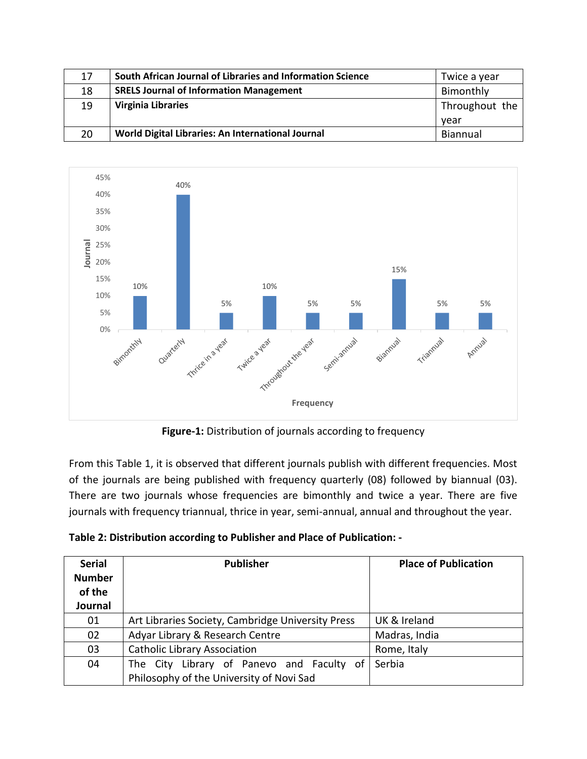| | | |
|---|---|---|
| 17 | **South African Journal of Libraries and Information Science** | Twice a year |
| 18 | **SRELS Journal of Information Management** | Bimonthly |
| 19 | **Virginia Libraries** | Throughout the year |
| 20 | **World Digital Libraries: An International Journal** | Biannual |

45%
40%
35%
30%
25%
20%
15%
10%
5%
0%

Journal

10% 40% 5% 10% 5% 5% 15% 5% 5%

Bimonthly, Quarterly, Thrice in a year, Twice a year, Throughout the year, Semi-annual, Biannual, Triannual, Annual

Frequency

**Figure-1:** Distribution of journals according to frequency

From this Table 1, it is observed that different journals publish with different frequencies. Most of the journals are being published with frequency quarterly (08) followed by biannual (03). There are two journals whose frequencies are bimonthly and twice a year. There are five journals with frequency triannual, thrice in year, semi-annual, annual and throughout the year.

**Table 2: Distribution according to Publisher and Place of Publication: -**

| Serial Number of the Journal | Publisher | Place of Publication |
|---|---|---|
| 01 | Art Libraries Society, Cambridge University Press | UK & Ireland |
| 02 | Adyar Library & Research Centre | Madras, India |
| 03 | Catholic Library Association | Rome, Italy |
| 04 | The City Library of Panevo and Faculty of Philosophy of the University of Novi Sad | Serbia |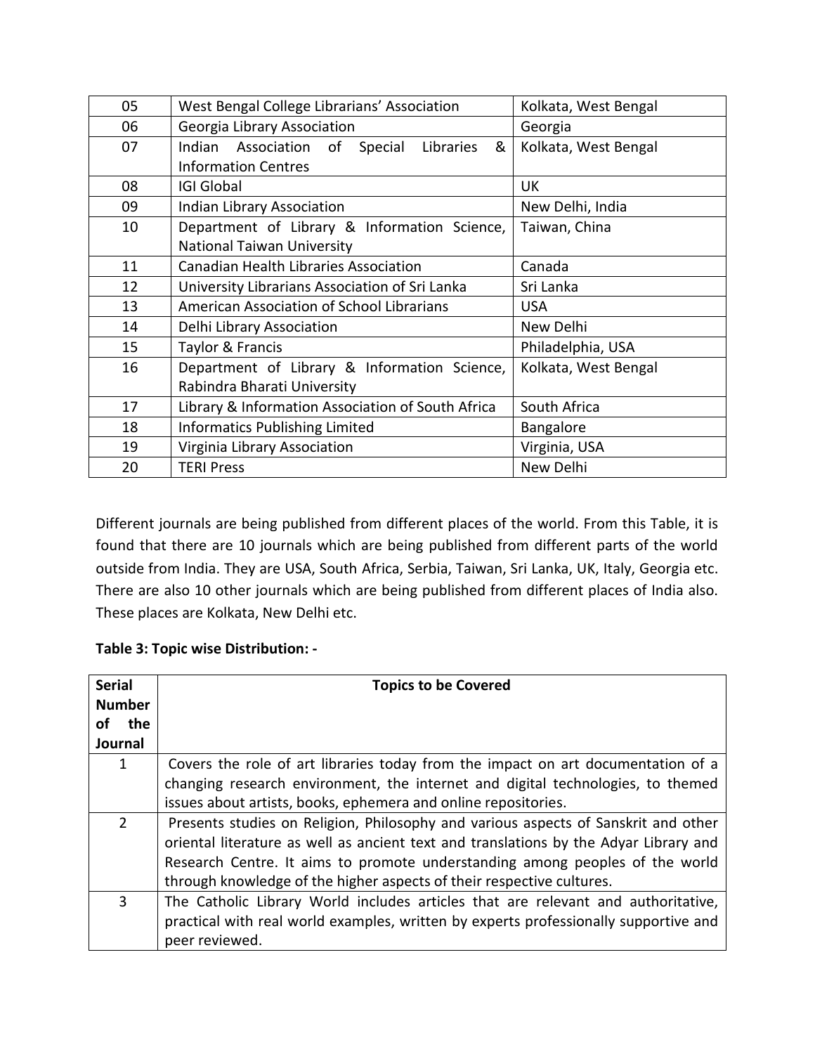| | | |
|---|---|---|
| 05 | West Bengal College Librarians' Association | Kolkata, West Bengal |
| 06 | Georgia Library Association | Georgia |
| 07 | Indian Association of Special Libraries & Information Centres | Kolkata, West Bengal |
| 08 | IGI Global | UK |
| 09 | Indian Library Association | New Delhi, India |
| 10 | Department of Library & Information Science, National Taiwan University | Taiwan, China |
| 11 | Canadian Health Libraries Association | Canada |
| 12 | University Librarians Association of Sri Lanka | Sri Lanka |
| 13 | American Association of School Librarians | USA |
| 14 | Delhi Library Association | New Delhi |
| 15 | Taylor & Francis | Philadelphia, USA |
| 16 | Department of Library & Information Science, Rabindra Bharati University | Kolkata, West Bengal |
| 17 | Library & Information Association of South Africa | South Africa |
| 18 | Informatics Publishing Limited | Bangalore |
| 19 | Virginia Library Association | Virginia, USA |
| 20 | TERI Press | New Delhi |

Different journals are being published from different places of the world. From this Table, it is found that there are 10 journals which are being published from different parts of the world outside from India. They are USA, South Africa, Serbia, Taiwan, Sri Lanka, UK, Italy, Georgia etc. There are also 10 other journals which are being published from different places of India also. These places are Kolkata, New Delhi etc.

**Table 3: Topic wise Distribution: -**

| Serial Number of the Journal | Topics to be Covered |
|---|---|
| 1 | Covers the role of art libraries today from the impact on art documentation of a changing research environment, the internet and digital technologies, to themed issues about artists, books, ephemera and online repositories. |
| 2 | Presents studies on Religion, Philosophy and various aspects of Sanskrit and other oriental literature as well as ancient text and translations by the Adyar Library and Research Centre. It aims to promote understanding among peoples of the world through knowledge of the higher aspects of their respective cultures. |
| 3 | The Catholic Library World includes articles that are relevant and authoritative, practical with real world examples, written by experts professionally supportive and peer reviewed. |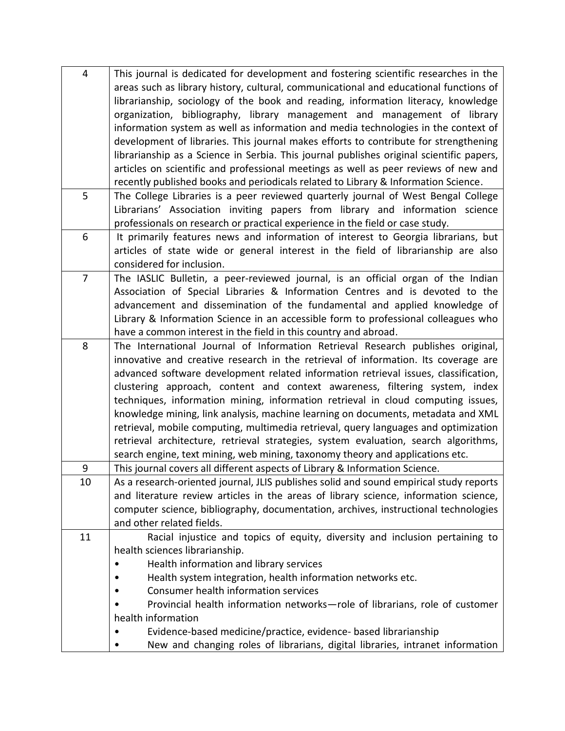| | |
|---|---|
| 4 | This journal is dedicated for development and fostering scientific researches in the areas such as library history, cultural, communicational and educational functions of librarianship, sociology of the book and reading, information literacy, knowledge organization, bibliography, library management and management of library information system as well as information and media technologies in the context of development of libraries. This journal makes efforts to contribute for strengthening librarianship as a Science in Serbia. This journal publishes original scientific papers, articles on scientific and professional meetings as well as peer reviews of new and recently published books and periodicals related to Library & Information Science. |
| 5 | The College Libraries is a peer reviewed quarterly journal of West Bengal College Librarians' Association inviting papers from library and information science professionals on research or practical experience in the field or case study. |
| 6 | It primarily features news and information of interest to Georgia librarians, but articles of state wide or general interest in the field of librarianship are also considered for inclusion. |
| 7 | The IASLIC Bulletin, a peer-reviewed journal, is an official organ of the Indian Association of Special Libraries & Information Centres and is devoted to the advancement and dissemination of the fundamental and applied knowledge of Library & Information Science in an accessible form to professional colleagues who have a common interest in the field in this country and abroad. |
| 8 | The International Journal of Information Retrieval Research publishes original, innovative and creative research in the retrieval of information. Its coverage are advanced software development related information retrieval issues, classification, clustering approach, content and context awareness, filtering system, index techniques, information mining, information retrieval in cloud computing issues, knowledge mining, link analysis, machine learning on documents, metadata and XML retrieval, mobile computing, multimedia retrieval, query languages and optimization retrieval architecture, retrieval strategies, system evaluation, search algorithms, search engine, text mining, web mining, taxonomy theory and applications etc. |
| 9 | This journal covers all different aspects of Library & Information Science. |
| 10 | As a research-oriented journal, JLIS publishes solid and sound empirical study reports and literature review articles in the areas of library science, information science, computer science, bibliography, documentation, archives, instructional technologies and other related fields. |
| 11 | Racial injustice and topics of equity, diversity and inclusion pertaining to health sciences librarianship.<br>• Health information and library services<br>• Health system integration, health information networks etc.<br>• Consumer health information services<br>• Provincial health information networks—role of librarians, role of customer health information<br>• Evidence-based medicine/practice, evidence- based librarianship<br>• New and changing roles of librarians, digital libraries, intranet information |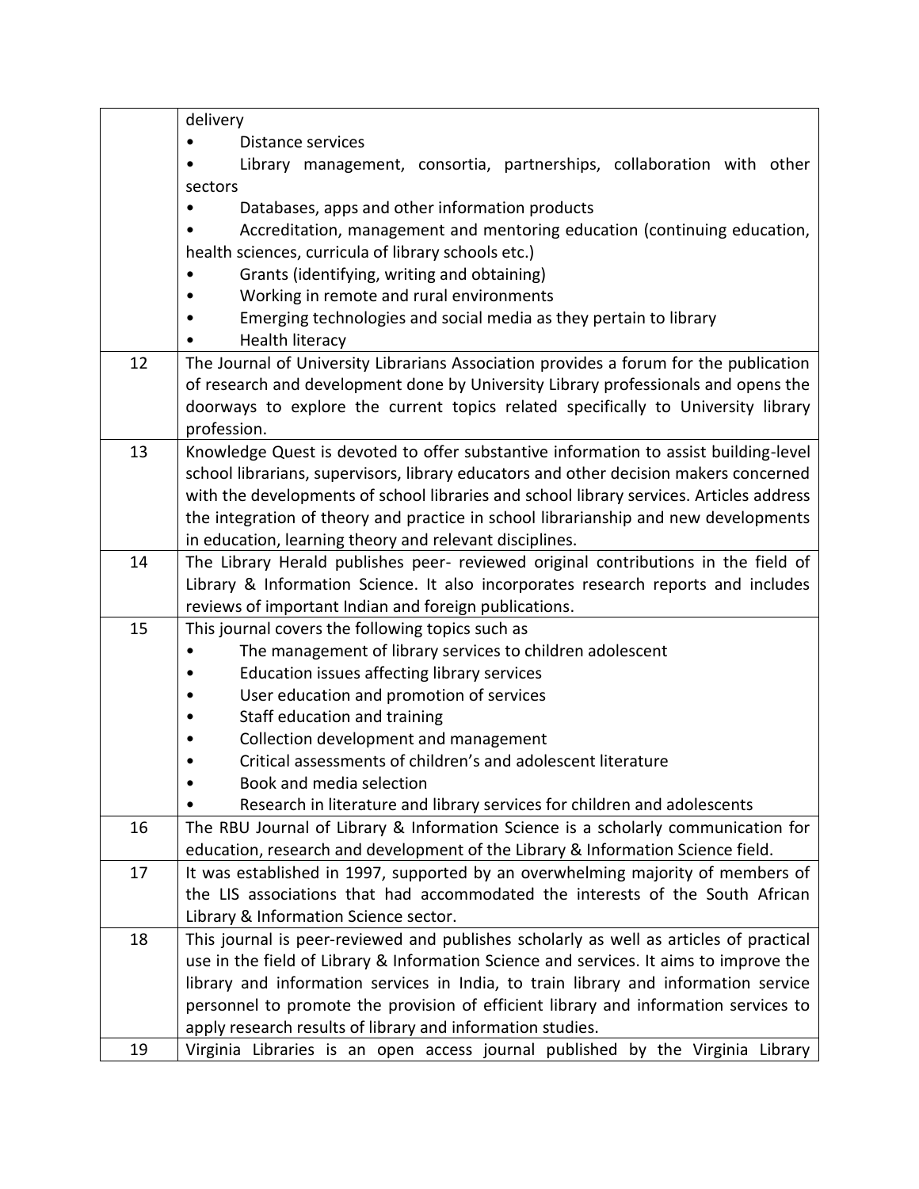| | |
|---|---|
| | delivery<br>• Distance services<br>• Library management, consortia, partnerships, collaboration with other sectors<br>• Databases, apps and other information products<br>• Accreditation, management and mentoring education (continuing education, health sciences, curricula of library schools etc.)<br>• Grants (identifying, writing and obtaining)<br>• Working in remote and rural environments<br>• Emerging technologies and social media as they pertain to library<br>• Health literacy |
| 12 | The Journal of University Librarians Association provides a forum for the publication of research and development done by University Library professionals and opens the doorways to explore the current topics related specifically to University library profession. |
| 13 | Knowledge Quest is devoted to offer substantive information to assist building-level school librarians, supervisors, library educators and other decision makers concerned with the developments of school libraries and school library services. Articles address the integration of theory and practice in school librarianship and new developments in education, learning theory and relevant disciplines. |
| 14 | The Library Herald publishes peer- reviewed original contributions in the field of Library & Information Science. It also incorporates research reports and includes reviews of important Indian and foreign publications. |
| 15 | This journal covers the following topics such as<br>• The management of library services to children adolescent<br>• Education issues affecting library services<br>• User education and promotion of services<br>• Staff education and training<br>• Collection development and management<br>• Critical assessments of children's and adolescent literature<br>• Book and media selection<br>• Research in literature and library services for children and adolescents |
| 16 | The RBU Journal of Library & Information Science is a scholarly communication for education, research and development of the Library & Information Science field. |
| 17 | It was established in 1997, supported by an overwhelming majority of members of the LIS associations that had accommodated the interests of the South African Library & Information Science sector. |
| 18 | This journal is peer-reviewed and publishes scholarly as well as articles of practical use in the field of Library & Information Science and services. It aims to improve the library and information services in India, to train library and information service personnel to promote the provision of efficient library and information services to apply research results of library and information studies. |
| 19 | Virginia Libraries is an open access journal published by the Virginia Library |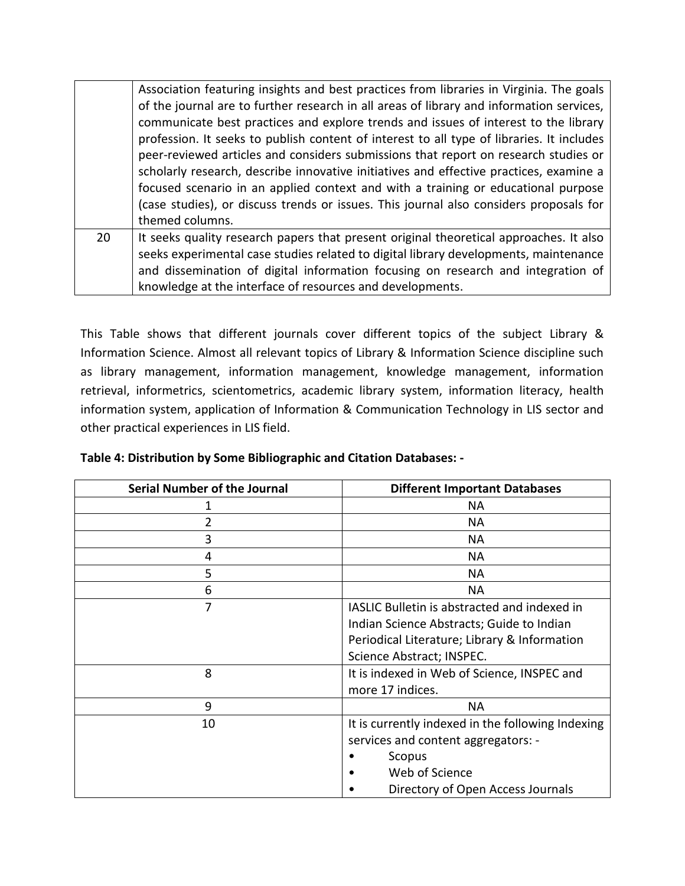| | |
|---|---|
| | Association featuring insights and best practices from libraries in Virginia. The goals of the journal are to further research in all areas of library and information services, communicate best practices and explore trends and issues of interest to the library profession. It seeks to publish content of interest to all type of libraries. It includes peer-reviewed articles and considers submissions that report on research studies or scholarly research, describe innovative initiatives and effective practices, examine a focused scenario in an applied context and with a training or educational purpose (case studies), or discuss trends or issues. This journal also considers proposals for themed columns. |
| 20 | It seeks quality research papers that present original theoretical approaches. It also seeks experimental case studies related to digital library developments, maintenance and dissemination of digital information focusing on research and integration of knowledge at the interface of resources and developments. |

This Table shows that different journals cover different topics of the subject Library & Information Science. Almost all relevant topics of Library & Information Science discipline such as library management, information management, knowledge management, information retrieval, informetrics, scientometrics, academic library system, information literacy, health information system, application of Information & Communication Technology in LIS sector and other practical experiences in LIS field.

**Table 4: Distribution by Some Bibliographic and Citation Databases: -**

| Serial Number of the Journal | Different Important Databases |
|---|---|
| 1 | NA |
| 2 | NA |
| 3 | NA |
| 4 | NA |
| 5 | NA |
| 6 | NA |
| 7 | IASLIC Bulletin is abstracted and indexed in Indian Science Abstracts; Guide to Indian Periodical Literature; Library & Information Science Abstract; INSPEC. |
| 8 | It is indexed in Web of Science, INSPEC and more 17 indices. |
| 9 | NA |
| 10 | It is currently indexed in the following Indexing services and content aggregators: - • Scopus • Web of Science • Directory of Open Access Journals |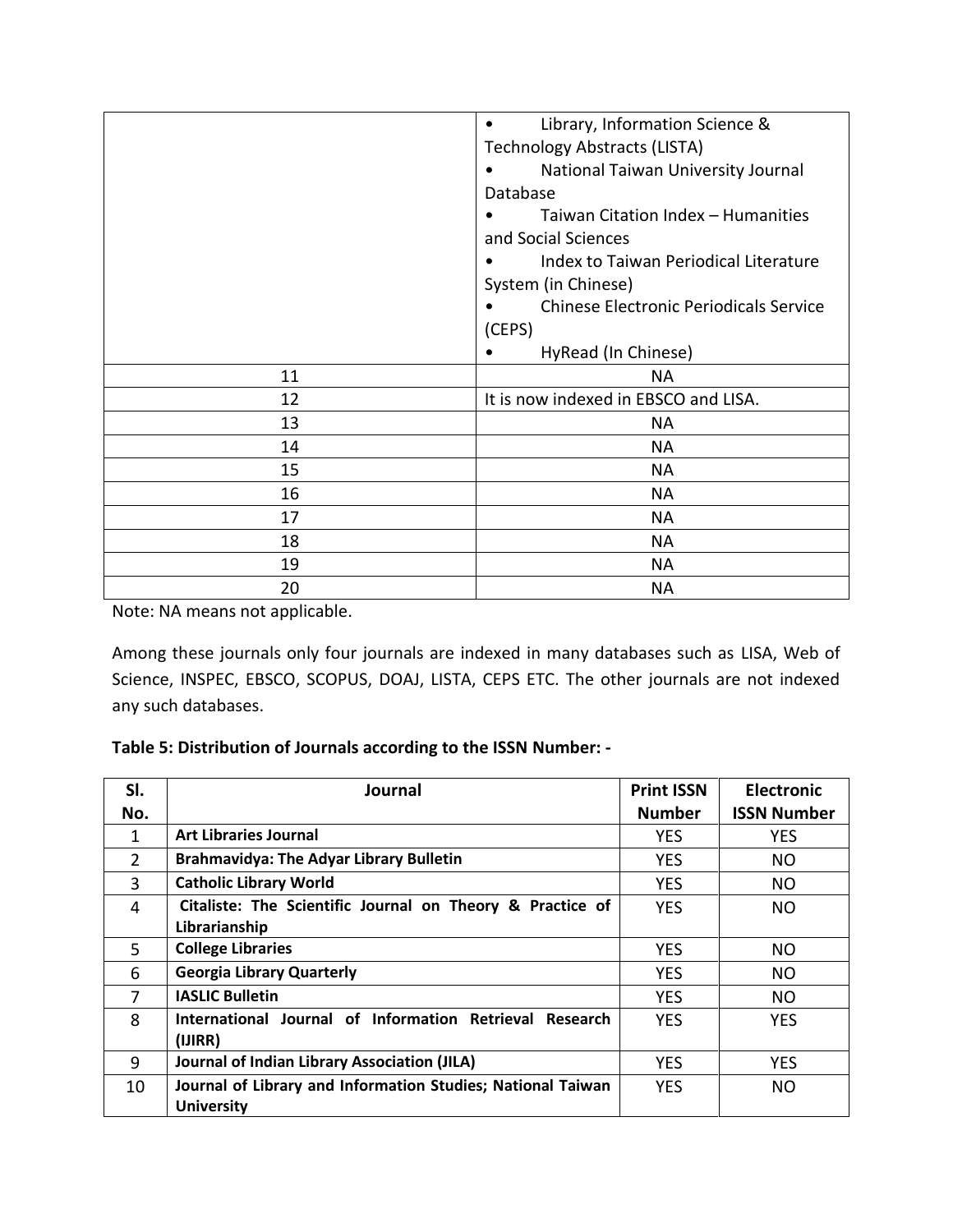|  |  |
|---|---|
|  | • Library, Information Science & Technology Abstracts (LISTA) • National Taiwan University Journal Database • Taiwan Citation Index – Humanities and Social Sciences • Index to Taiwan Periodical Literature System (in Chinese) • Chinese Electronic Periodicals Service (CEPS) • HyRead (In Chinese) |
| 11 | NA |
| 12 | It is now indexed in EBSCO and LISA. |
| 13 | NA |
| 14 | NA |
| 15 | NA |
| 16 | NA |
| 17 | NA |
| 18 | NA |
| 19 | NA |
| 20 | NA |

Note: NA means not applicable.

Among these journals only four journals are indexed in many databases such as LISA, Web of Science, INSPEC, EBSCO, SCOPUS, DOAJ, LISTA, CEPS ETC. The other journals are not indexed any such databases.

**Table 5: Distribution of Journals according to the ISSN Number: -**

| Sl. No. | Journal | Print ISSN Number | Electronic ISSN Number |
|---|---|---|---|
| 1 | **Art Libraries Journal** | YES | YES |
| 2 | **Brahmavidya: The Adyar Library Bulletin** | YES | NO |
| 3 | **Catholic Library World** | YES | NO |
| 4 | **Citaliste: The Scientific Journal on Theory & Practice of Librarianship** | YES | NO |
| 5 | **College Libraries** | YES | NO |
| 6 | **Georgia Library Quarterly** | YES | NO |
| 7 | **IASLIC Bulletin** | YES | NO |
| 8 | **International Journal of Information Retrieval Research (IJIRR)** | YES | YES |
| 9 | **Journal of Indian Library Association (JILA)** | YES | YES |
| 10 | **Journal of Library and Information Studies; National Taiwan University** | YES | NO |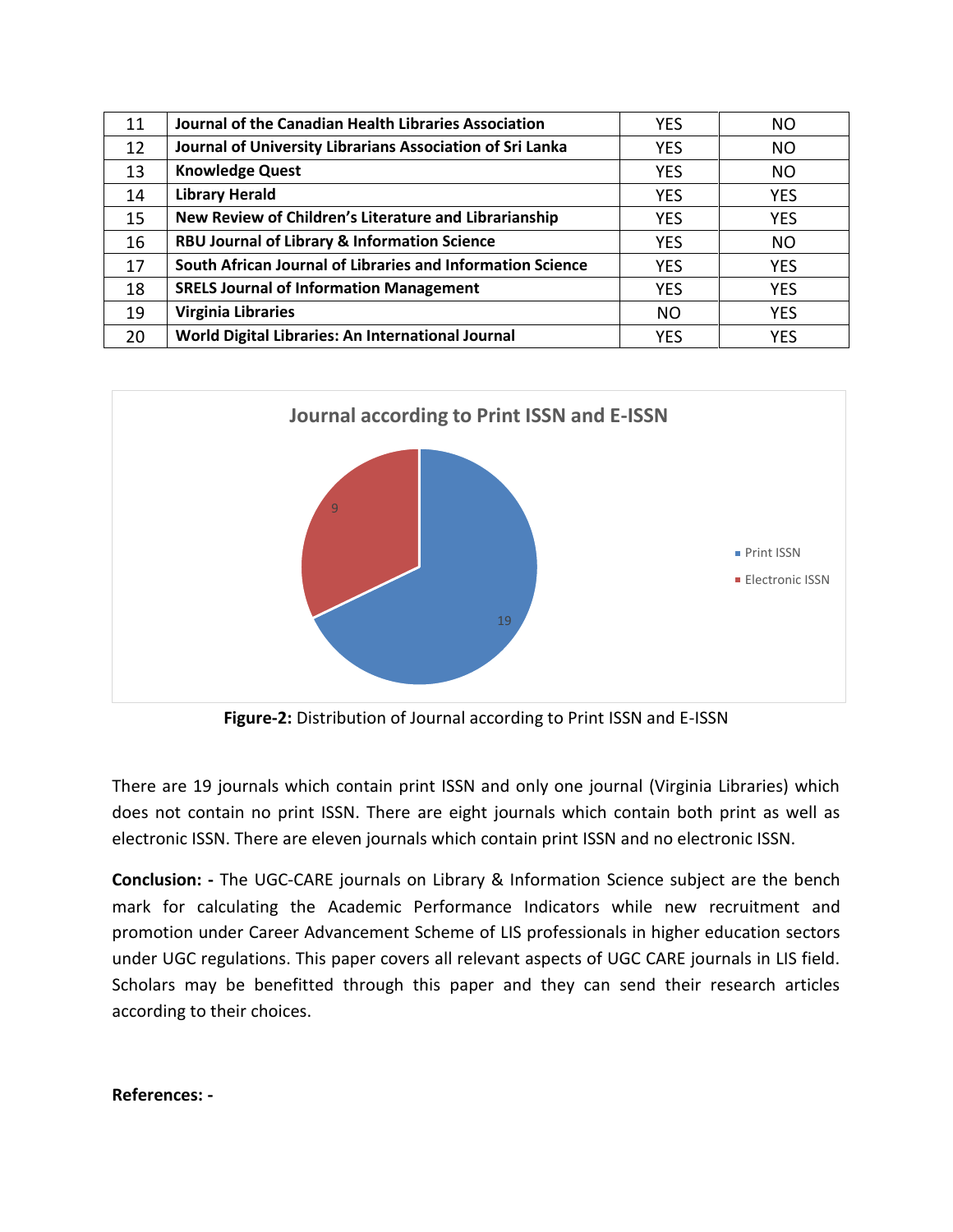| | | | |
|---|---|---|---|
| 11 | **Journal of the Canadian Health Libraries Association** | YES | NO |
| 12 | **Journal of University Librarians Association of Sri Lanka** | YES | NO |
| 13 | **Knowledge Quest** | YES | NO |
| 14 | **Library Herald** | YES | YES |
| 15 | **New Review of Children's Literature and Librarianship** | YES | YES |
| 16 | **RBU Journal of Library & Information Science** | YES | NO |
| 17 | **South African Journal of Libraries and Information Science** | YES | YES |
| 18 | **SRELS Journal of Information Management** | YES | YES |
| 19 | **Virginia Libraries** | NO | YES |
| 20 | **World Digital Libraries: An International Journal** | YES | YES |

Journal according to Print ISSN and E-ISSN

9

19

Print ISSN

Electronic ISSN

**Figure-2:** Distribution of Journal according to Print ISSN and E-ISSN

There are 19 journals which contain print ISSN and only one journal (Virginia Libraries) which does not contain no print ISSN. There are eight journals which contain both print as well as electronic ISSN. There are eleven journals which contain print ISSN and no electronic ISSN.

**Conclusion: -** The UGC-CARE journals on Library & Information Science subject are the bench mark for calculating the Academic Performance Indicators while new recruitment and promotion under Career Advancement Scheme of LIS professionals in higher education sectors under UGC regulations. This paper covers all relevant aspects of UGC CARE journals in LIS field. Scholars may be benefitted through this paper and they can send their research articles according to their choices.

**References: -**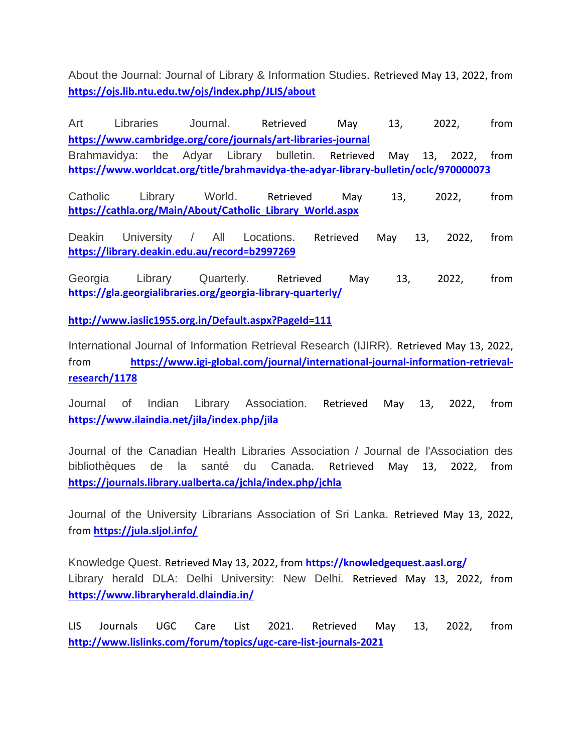About the Journal: Journal of Library & Information Studies. Retrieved May 13, 2022, from **https://ojs.lib.ntu.edu.tw/ojs/index.php/JLIS/about**

Art Libraries Journal. Retrieved May 13, 2022, from **https://www.cambridge.org/core/journals/art-libraries-journal**

Brahmavidya: the Adyar Library bulletin. Retrieved May 13, 2022, from **https://www.worldcat.org/title/brahmavidya-the-adyar-library-bulletin/oclc/970000073**

Catholic Library World. Retrieved May 13, 2022, from **https://cathla.org/Main/About/Catholic_Library_World.aspx**

Deakin University / All Locations. Retrieved May 13, 2022, from **https://library.deakin.edu.au/record=b2997269**

Georgia Library Quarterly. Retrieved May 13, 2022, from **https://gla.georgialibraries.org/georgia-library-quarterly/**

**http://www.iaslic1955.org.in/Default.aspx?PageId=111**

International Journal of Information Retrieval Research (IJIRR). Retrieved May 13, 2022, from **https://www.igi-global.com/journal/international-journal-information-retrieval-research/1178**

Journal of Indian Library Association. Retrieved May 13, 2022, from **https://www.ilaindia.net/jila/index.php/jila**

Journal of the Canadian Health Libraries Association / Journal de l'Association des bibliothèques de la santé du Canada. Retrieved May 13, 2022, from **https://journals.library.ualberta.ca/jchla/index.php/jchla**

Journal of the University Librarians Association of Sri Lanka. Retrieved May 13, 2022, from **https://jula.sljol.info/**

Knowledge Quest. Retrieved May 13, 2022, from **https://knowledgequest.aasl.org/**

Library herald DLA: Delhi University: New Delhi. Retrieved May 13, 2022, from **https://www.libraryherald.dlaindia.in/**

LIS Journals UGC Care List 2021. Retrieved May 13, 2022, from **http://www.lislinks.com/forum/topics/ugc-care-list-journals-2021**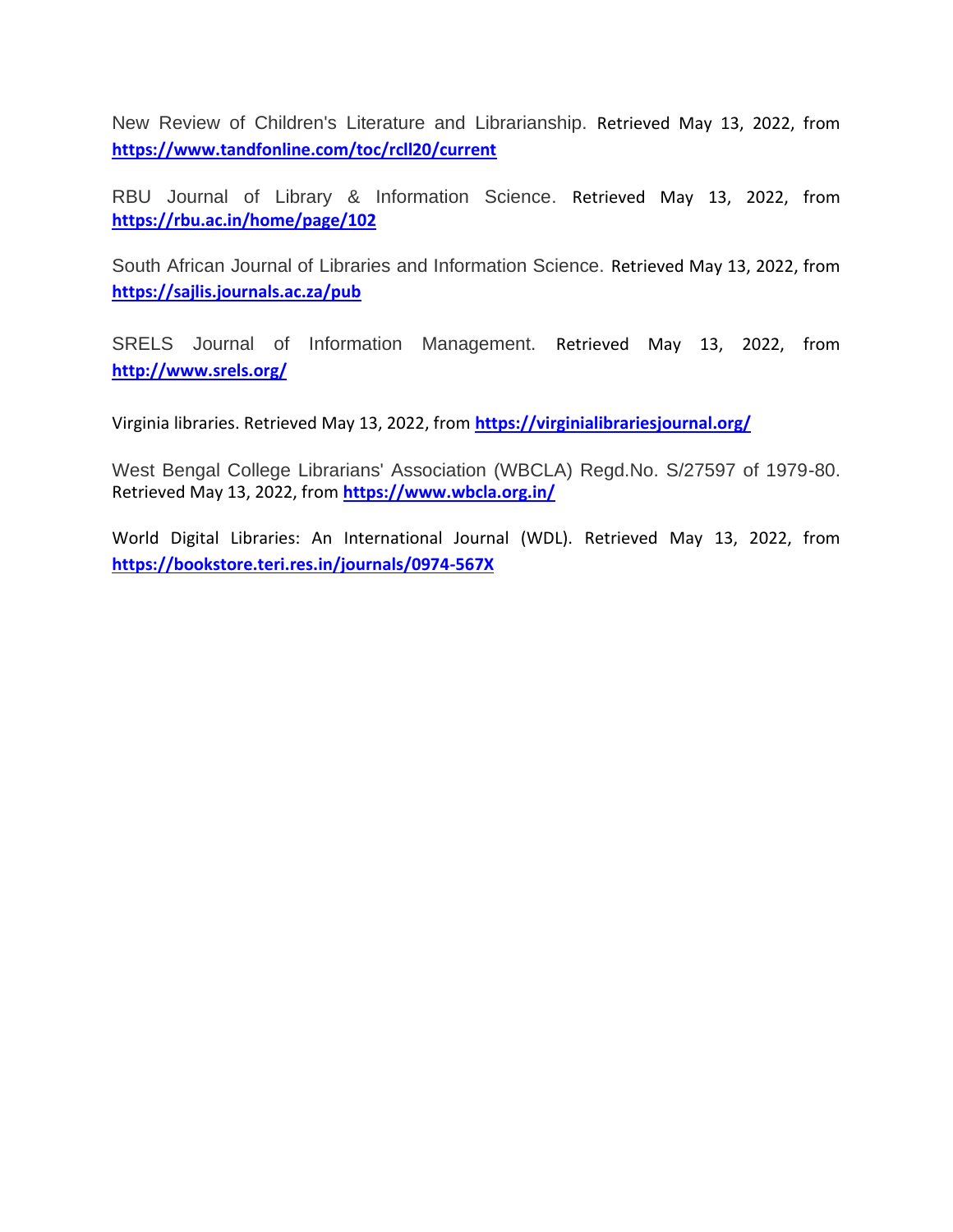New Review of Children's Literature and Librarianship. Retrieved May 13, 2022, from **https://www.tandfonline.com/toc/rcll20/current**

RBU Journal of Library & Information Science. Retrieved May 13, 2022, from **https://rbu.ac.in/home/page/102**

South African Journal of Libraries and Information Science. Retrieved May 13, 2022, from **https://sajlis.journals.ac.za/pub**

SRELS Journal of Information Management. Retrieved May 13, 2022, from **http://www.srels.org/**

Virginia libraries. Retrieved May 13, 2022, from **https://virginialibrariesjournal.org/**

West Bengal College Librarians' Association (WBCLA) Regd.No. S/27597 of 1979-80. Retrieved May 13, 2022, from **https://www.wbcla.org.in/**

World Digital Libraries: An International Journal (WDL). Retrieved May 13, 2022, from **https://bookstore.teri.res.in/journals/0974-567X**